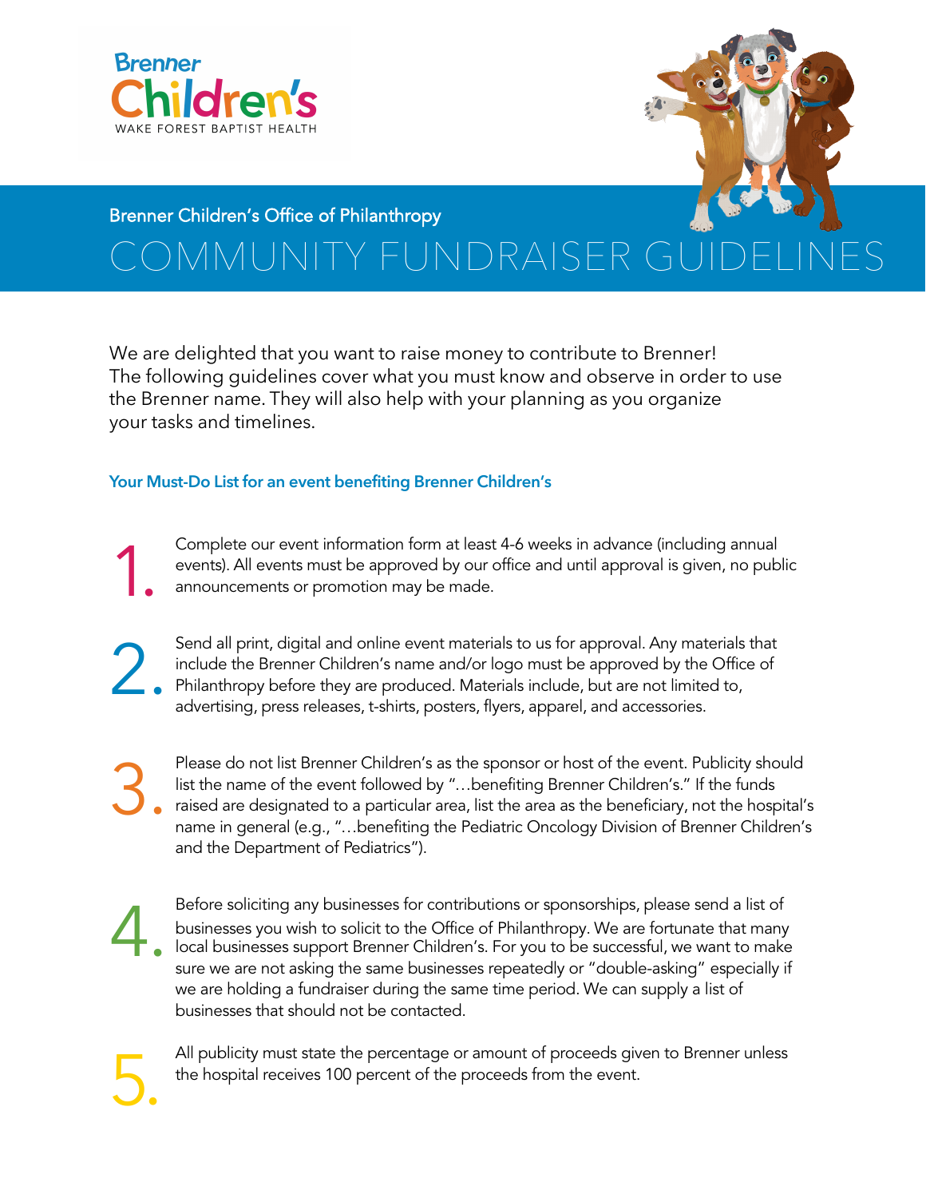Brenner Children's
WAKE FOREST BAPTIST HEALTH

Brenner Children's Office of Philanthropy

# COMMUNITY FUNDRAISER GUIDELINES

We are delighted that you want to raise money to contribute to Brenner! The following guidelines cover what you must know and observe in order to use the Brenner name. They will also help with your planning as you organize your tasks and timelines.

## Your Must-Do List for an event benefiting Brenner Children's

1. Complete our event information form at least 4-6 weeks in advance (including annual events). All events must be approved by our office and until approval is given, no public announcements or promotion may be made.

2. Send all print, digital and online event materials to us for approval. Any materials that include the Brenner Children's name and/or logo must be approved by the Office of Philanthropy before they are produced. Materials include, but are not limited to, advertising, press releases, t-shirts, posters, flyers, apparel, and accessories.

3. Please do not list Brenner Children's as the sponsor or host of the event. Publicity should list the name of the event followed by "…benefiting Brenner Children's." If the funds raised are designated to a particular area, list the area as the beneficiary, not the hospital's name in general (e.g., "…benefiting the Pediatric Oncology Division of Brenner Children's and the Department of Pediatrics").

4. Before soliciting any businesses for contributions or sponsorships, please send a list of businesses you wish to solicit to the Office of Philanthropy. We are fortunate that many local businesses support Brenner Children's. For you to be successful, we want to make sure we are not asking the same businesses repeatedly or "double-asking" especially if we are holding a fundraiser during the same time period. We can supply a list of businesses that should not be contacted.

5. All publicity must state the percentage or amount of proceeds given to Brenner unless the hospital receives 100 percent of the proceeds from the event.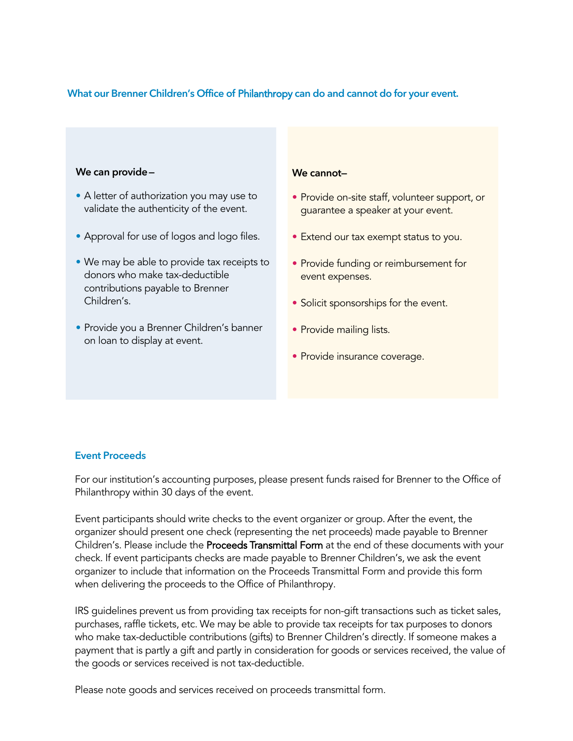## What our Brenner Children's Office of Philanthropy can do and cannot do for your event.

**We can provide–**

- A letter of authorization you may use to validate the authenticity of the event.
- Approval for use of logos and logo files.
- We may be able to provide tax receipts to donors who make tax-deductible contributions payable to Brenner Children's.
- Provide you a Brenner Children's banner on loan to display at event.

**We cannot–**

- Provide on-site staff, volunteer support, or guarantee a speaker at your event.
- Extend our tax exempt status to you.
- Provide funding or reimbursement for event expenses.
- Solicit sponsorships for the event.
- Provide mailing lists.
- Provide insurance coverage.

### Event Proceeds

For our institution's accounting purposes, please present funds raised for Brenner to the Office of Philanthropy within 30 days of the event.

Event participants should write checks to the event organizer or group. After the event, the organizer should present one check (representing the net proceeds) made payable to Brenner Children's. Please include the **Proceeds Transmittal Form** at the end of these documents with your check. If event participants checks are made payable to Brenner Children's, we ask the event organizer to include that information on the Proceeds Transmittal Form and provide this form when delivering the proceeds to the Office of Philanthropy.

IRS guidelines prevent us from providing tax receipts for non-gift transactions such as ticket sales, purchases, raffle tickets, etc. We may be able to provide tax receipts for tax purposes to donors who make tax-deductible contributions (gifts) to Brenner Children's directly. If someone makes a payment that is partly a gift and partly in consideration for goods or services received, the value of the goods or services received is not tax-deductible.

Please note goods and services received on proceeds transmittal form.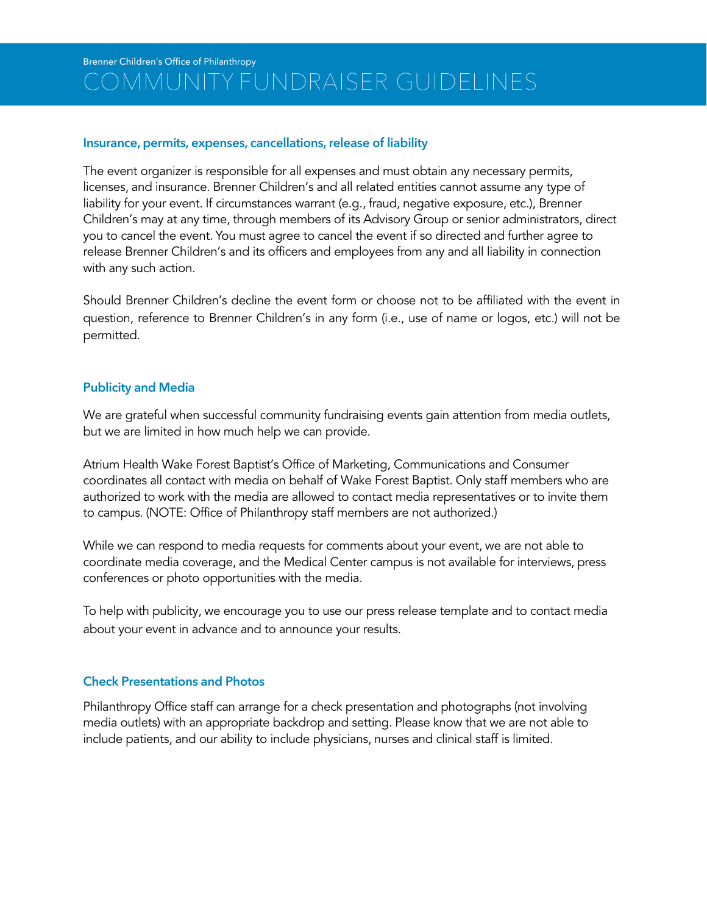Brenner Children's Office of Philanthropy

# COMMUNITY FUNDRAISER GUIDELINES

## Insurance, permits, expenses, cancellations, release of liability

The event organizer is responsible for all expenses and must obtain any necessary permits, licenses, and insurance. Brenner Children's and all related entities cannot assume any type of liability for your event. If circumstances warrant (e.g., fraud, negative exposure, etc.), Brenner Children's may at any time, through members of its Advisory Group or senior administrators, direct you to cancel the event. You must agree to cancel the event if so directed and further agree to release Brenner Children's and its officers and employees from any and all liability in connection with any such action.

Should Brenner Children's decline the event form or choose not to be affiliated with the event in question, reference to Brenner Children's in any form (i.e., use of name or logos, etc.) will not be permitted.

## Publicity and Media

We are grateful when successful community fundraising events gain attention from media outlets, but we are limited in how much help we can provide.

Atrium Health Wake Forest Baptist's Office of Marketing, Communications and Consumer coordinates all contact with media on behalf of Wake Forest Baptist. Only staff members who are authorized to work with the media are allowed to contact media representatives or to invite them to campus. (NOTE: Office of Philanthropy staff members are not authorized.)

While we can respond to media requests for comments about your event, we are not able to coordinate media coverage, and the Medical Center campus is not available for interviews, press conferences or photo opportunities with the media.

To help with publicity, we encourage you to use our press release template and to contact media about your event in advance and to announce your results.

## Check Presentations and Photos

Philanthropy Office staff can arrange for a check presentation and photographs (not involving media outlets) with an appropriate backdrop and setting. Please know that we are not able to include patients, and our ability to include physicians, nurses and clinical staff is limited.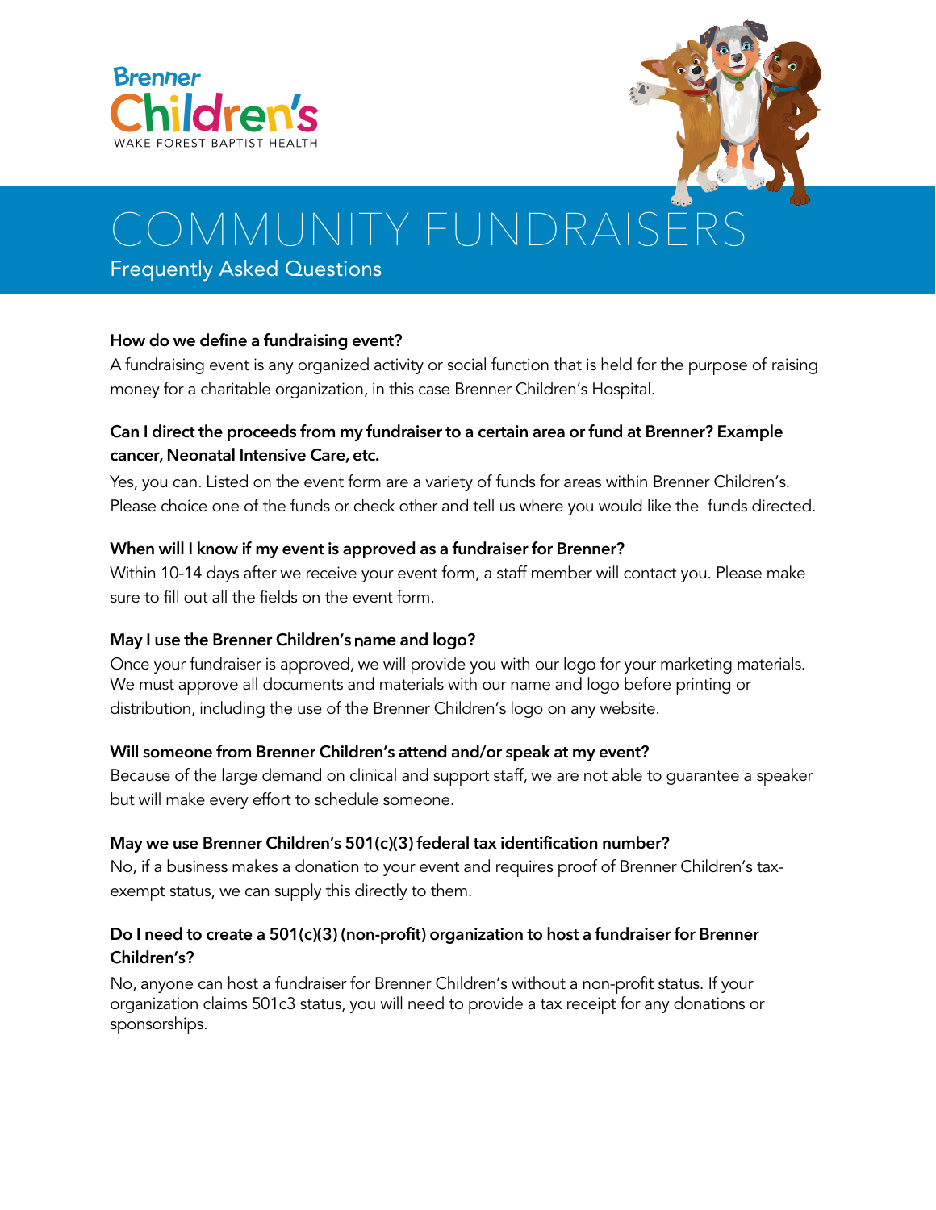Brenner Children's
WAKE FOREST BAPTIST HEALTH

# COMMUNITY FUNDRAISERS

## Frequently Asked Questions

**How do we define a fundraising event?**

A fundraising event is any organized activity or social function that is held for the purpose of raising money for a charitable organization, in this case Brenner Children's Hospital.

**Can I direct the proceeds from my fundraiser to a certain area or fund at Brenner? Example cancer, Neonatal Intensive Care, etc.**

Yes, you can. Listed on the event form are a variety of funds for areas within Brenner Children's. Please choice one of the funds or check other and tell us where you would like the funds directed.

**When will I know if my event is approved as a fundraiser for Brenner?**

Within 10-14 days after we receive your event form, a staff member will contact you. Please make sure to fill out all the fields on the event form.

**May I use the Brenner Children's name and logo?**

Once your fundraiser is approved, we will provide you with our logo for your marketing materials. We must approve all documents and materials with our name and logo before printing or distribution, including the use of the Brenner Children's logo on any website.

**Will someone from Brenner Children's attend and/or speak at my event?**

Because of the large demand on clinical and support staff, we are not able to guarantee a speaker but will make every effort to schedule someone.

**May we use Brenner Children's 501(c)(3) federal tax identification number?**

No, if a business makes a donation to your event and requires proof of Brenner Children's tax-exempt status, we can supply this directly to them.

**Do I need to create a 501(c)(3) (non-profit) organization to host a fundraiser for Brenner Children's?**

No, anyone can host a fundraiser for Brenner Children's without a non-profit status. If your organization claims 501c3 status, you will need to provide a tax receipt for any donations or sponsorships.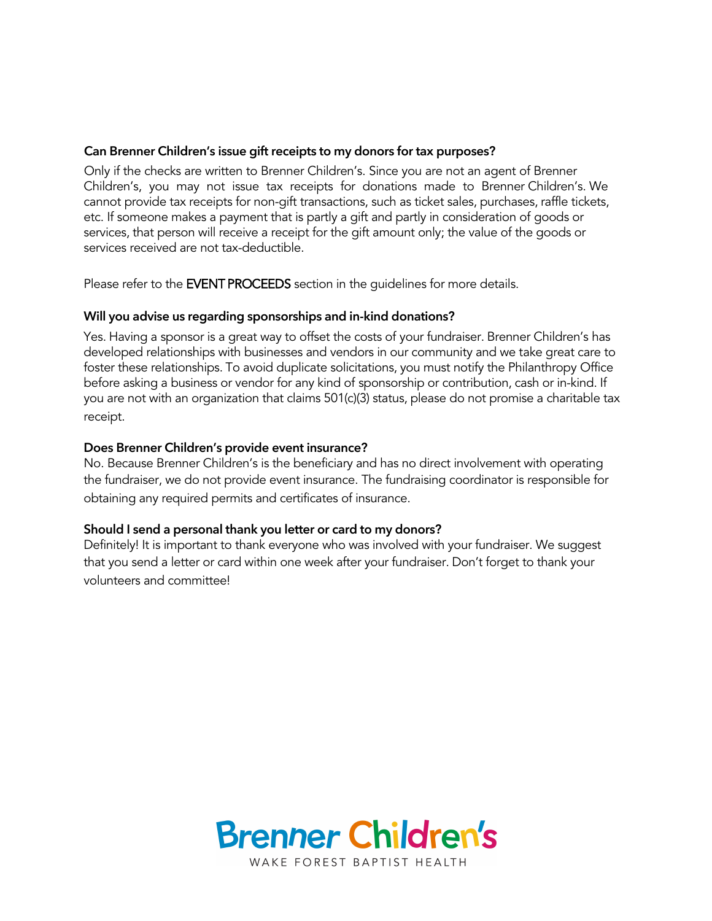### Can Brenner Children's issue gift receipts to my donors for tax purposes?

Only if the checks are written to Brenner Children's. Since you are not an agent of Brenner Children's, you may not issue tax receipts for donations made to Brenner Children's. We cannot provide tax receipts for non-gift transactions, such as ticket sales, purchases, raffle tickets, etc. If someone makes a payment that is partly a gift and partly in consideration of goods or services, that person will receive a receipt for the gift amount only; the value of the goods or services received are not tax-deductible.

Please refer to the EVENT PROCEEDS section in the guidelines for more details.

### Will you advise us regarding sponsorships and in-kind donations?

Yes. Having a sponsor is a great way to offset the costs of your fundraiser. Brenner Children's has developed relationships with businesses and vendors in our community and we take great care to foster these relationships. To avoid duplicate solicitations, you must notify the Philanthropy Office before asking a business or vendor for any kind of sponsorship or contribution, cash or in-kind. If you are not with an organization that claims 501(c)(3) status, please do not promise a charitable tax receipt.

### Does Brenner Children's provide event insurance?

No. Because Brenner Children's is the beneficiary and has no direct involvement with operating the fundraiser, we do not provide event insurance. The fundraising coordinator is responsible for obtaining any required permits and certificates of insurance.

### Should I send a personal thank you letter or card to my donors?

Definitely! It is important to thank everyone who was involved with your fundraiser. We suggest that you send a letter or card within one week after your fundraiser. Don't forget to thank your volunteers and committee!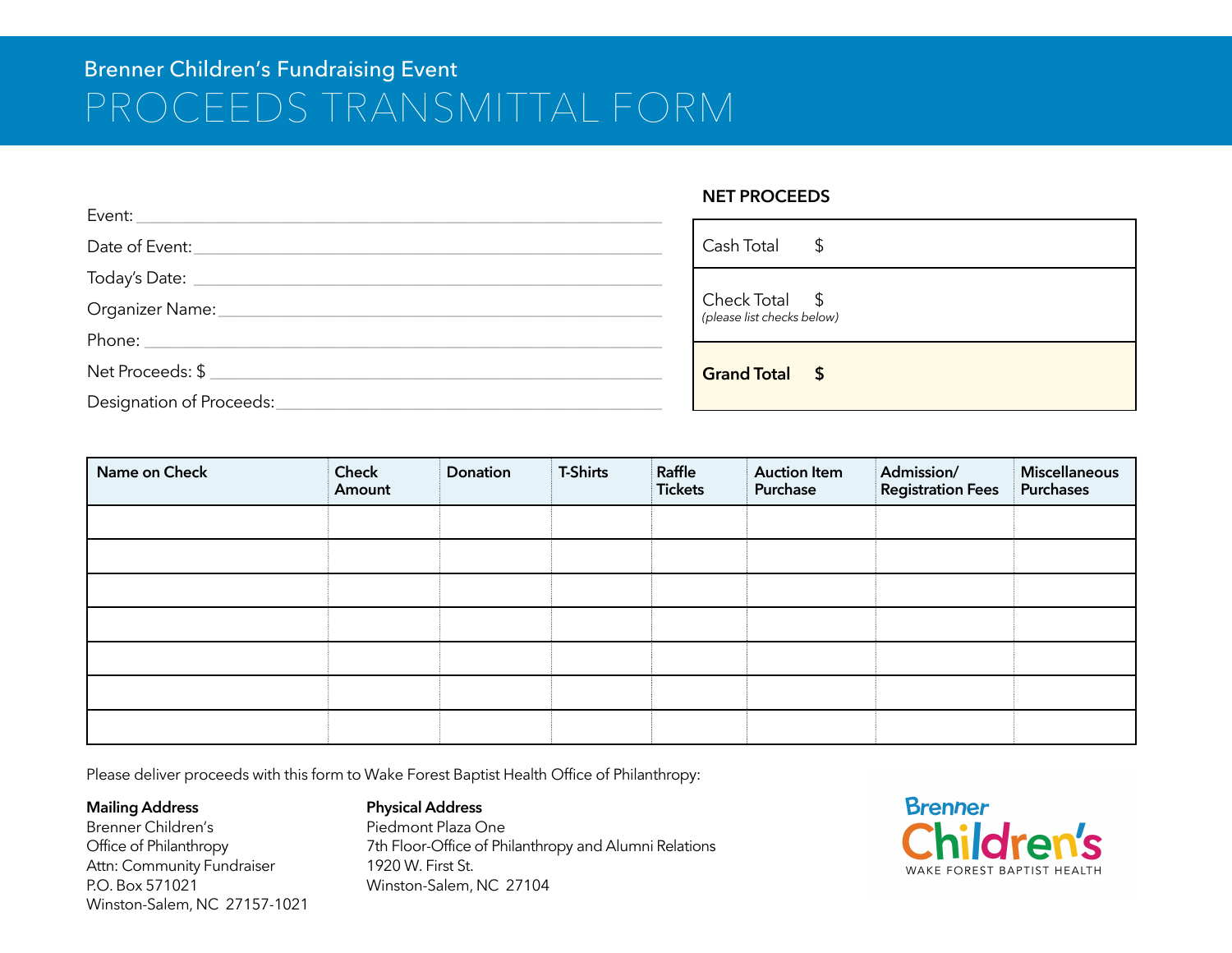Brenner Children's Fundraising Event

# PROCEEDS TRANSMITTAL FORM

Event: \_\_\_\_\_\_\_\_\_\_\_\_\_\_\_\_\_\_\_\_\_\_\_\_\_\_\_\_\_\_\_\_

Date of Event: \_\_\_\_\_\_\_\_\_\_\_\_\_\_\_\_\_\_\_\_\_\_\_\_\_\_\_\_\_\_\_\_

Today's Date: \_\_\_\_\_\_\_\_\_\_\_\_\_\_\_\_\_\_\_\_\_\_\_\_\_\_\_\_\_\_\_\_

Organizer Name: \_\_\_\_\_\_\_\_\_\_\_\_\_\_\_\_\_\_\_\_\_\_\_\_\_\_\_\_\_\_\_\_

Phone: \_\_\_\_\_\_\_\_\_\_\_\_\_\_\_\_\_\_\_\_\_\_\_\_\_\_\_\_\_\_\_\_

Net Proceeds: $ \_\_\_\_\_\_\_\_\_\_\_\_\_\_\_\_\_\_\_\_\_\_\_\_\_\_\_\_\_\_\_\_

Designation of Proceeds: \_\_\_\_\_\_\_\_\_\_\_\_\_\_\_\_\_\_\_\_\_\_\_\_\_\_\_\_\_\_\_\_

**NET PROCEEDS**

| | |
|---|---|
| Cash Total | $ |
| Check Total *(please list checks below)* | $ |
| **Grand Total** | **$** |

| Name on Check | Check Amount | Donation | T-Shirts | Raffle Tickets | Auction Item Purchase | Admission/ Registration Fees | Miscellaneous Purchases |
|---|---|---|---|---|---|---|---|
| | | | | | | | |
| | | | | | | | |
| | | | | | | | |
| | | | | | | | |
| | | | | | | | |
| | | | | | | | |
| | | | | | | | |

Please deliver proceeds with this form to Wake Forest Baptist Health Office of Philanthropy:

**Mailing Address**
Brenner Children's
Office of Philanthropy
Attn: Community Fundraiser
P.O. Box 571021
Winston-Salem, NC 27157-1021

**Physical Address**
Piedmont Plaza One
7th Floor-Office of Philanthropy and Alumni Relations
1920 W. First St.
Winston-Salem, NC 27104

Brenner Children's
WAKE FOREST BAPTIST HEALTH